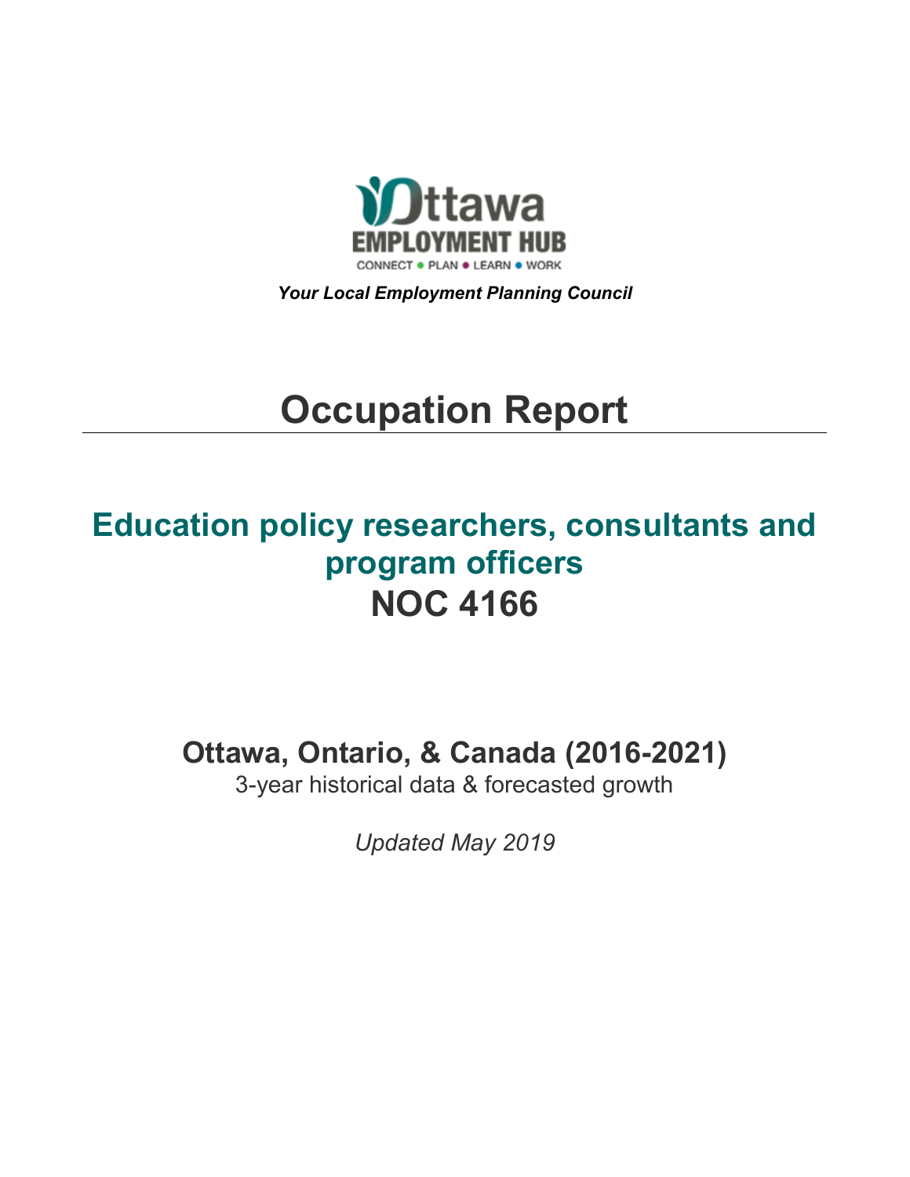Ottawa EMPLOYMENT HUB

CONNECT • PLAN • LEARN • WORK

***Your Local Employment Planning Council***

# Occupation Report

## Education policy researchers, consultants and program officers
## NOC 4166

### Ottawa, Ontario, & Canada (2016-2021)

3-year historical data & forecasted growth

*Updated May 2019*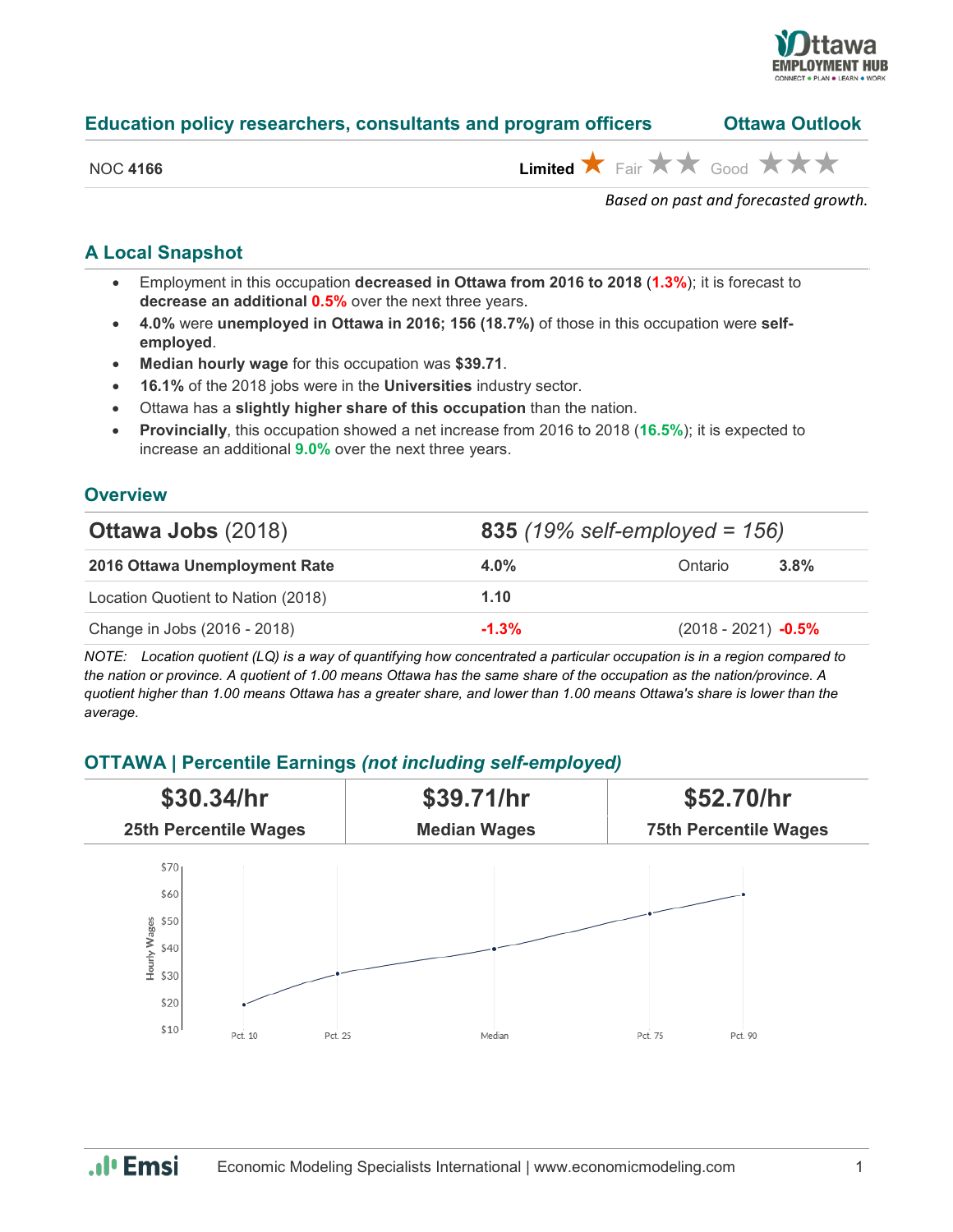## Education policy researchers, consultants and program officers — Ottawa Outlook

NOC **4166** — **Limited** ★ Fair ★★ Good ★★★

*Based on past and forecasted growth.*

### A Local Snapshot

- Employment in this occupation **decreased in Ottawa from 2016 to 2018** (**1.3%**); it is forecast to **decrease an additional 0.5%** over the next three years.
- **4.0%** were **unemployed in Ottawa in 2016; 156 (18.7%)** of those in this occupation were **self-employed**.
- **Median hourly wage** for this occupation was **$39.71**.
- **16.1%** of the 2018 jobs were in the **Universities** industry sector.
- Ottawa has a **slightly higher share of this occupation** than the nation.
- **Provincially**, this occupation showed a net increase from 2016 to 2018 (**16.5%**); it is expected to increase an additional **9.0%** over the next three years.

### Overview

| **Ottawa Jobs** (2018) | **835** *(19% self-employed = 156)* | | |
|---|---|---|---|
| **2016 Ottawa Unemployment Rate** | **4.0%** | Ontario | **3.8%** |
| Location Quotient to Nation (2018) | **1.10** | | |
| Change in Jobs (2016 - 2018) | **-1.3%** | (2018 - 2021) | **-0.5%** |

*NOTE: Location quotient (LQ) is a way of quantifying how concentrated a particular occupation is in a region compared to the nation or province. A quotient of 1.00 means Ottawa has the same share of the occupation as the nation/province. A quotient higher than 1.00 means Ottawa has a greater share, and lower than 1.00 means Ottawa's share is lower than the average.*

### OTTAWA | Percentile Earnings *(not including self-employed)*

| **$30.34/hr** | **$39.71/hr** | **$52.70/hr** |
|---|---|---|
| **25th Percentile Wages** | **Median Wages** | **75th Percentile Wages** |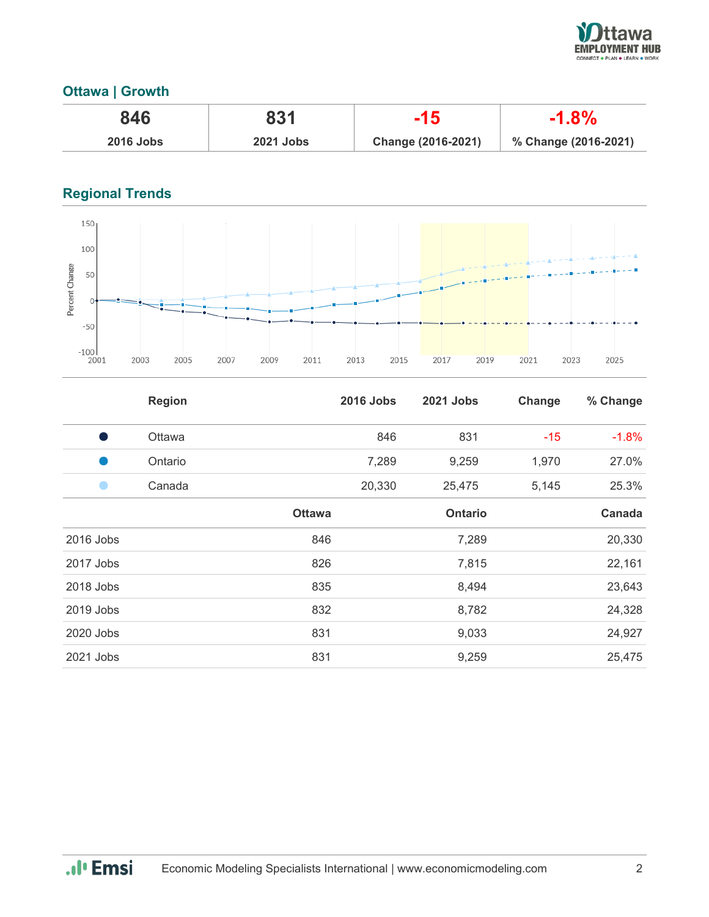## Ottawa | Growth

| 846 | 831 | -15 | -1.8% |
|---|---|---|---|
| 2016 Jobs | 2021 Jobs | Change (2016-2021) | % Change (2016-2021) |

## Regional Trends

| | Region | 2016 Jobs | 2021 Jobs | Change | % Change |
|---|---|---|---|---|---|
| ● | Ottawa | 846 | 831 | -15 | -1.8% |
| ● | Ontario | 7,289 | 9,259 | 1,970 | 27.0% |
| ● | Canada | 20,330 | 25,475 | 5,145 | 25.3% |

| | Ottawa | Ontario | Canada |
|---|---|---|---|
| 2016 Jobs | 846 | 7,289 | 20,330 |
| 2017 Jobs | 826 | 7,815 | 22,161 |
| 2018 Jobs | 835 | 8,494 | 23,643 |
| 2019 Jobs | 832 | 8,782 | 24,328 |
| 2020 Jobs | 831 | 9,033 | 24,927 |
| 2021 Jobs | 831 | 9,259 | 25,475 |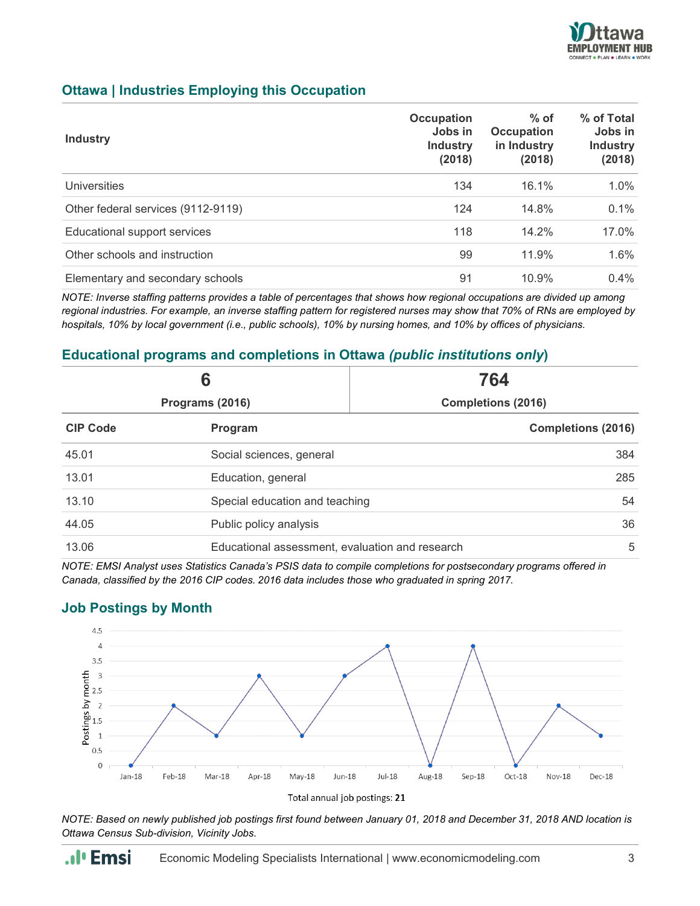## Ottawa | Industries Employing this Occupation

| Industry | Occupation Jobs in Industry (2018) | % of Occupation in Industry (2018) | % of Total Jobs in Industry (2018) |
|---|---|---|---|
| Universities | 134 | 16.1% | 1.0% |
| Other federal services (9112-9119) | 124 | 14.8% | 0.1% |
| Educational support services | 118 | 14.2% | 17.0% |
| Other schools and instruction | 99 | 11.9% | 1.6% |
| Elementary and secondary schools | 91 | 10.9% | 0.4% |

*NOTE: Inverse staffing patterns provides a table of percentages that shows how regional occupations are divided up among regional industries. For example, an inverse staffing pattern for registered nurses may show that 70% of RNs are employed by hospitals, 10% by local government (i.e., public schools), 10% by nursing homes, and 10% by offices of physicians.*

## Educational programs and completions in Ottawa *(public institutions only)*

| 6 | 764 |
|---|---|
| Programs (2016) | Completions (2016) |

| CIP Code | Program | Completions (2016) |
|---|---|---|
| 45.01 | Social sciences, general | 384 |
| 13.01 | Education, general | 285 |
| 13.10 | Special education and teaching | 54 |
| 44.05 | Public policy analysis | 36 |
| 13.06 | Educational assessment, evaluation and research | 5 |

*NOTE: EMSI Analyst uses Statistics Canada's PSIS data to compile completions for postsecondary programs offered in Canada, classified by the 2016 CIP codes. 2016 data includes those who graduated in spring 2017.*

## Job Postings by Month

| Month | Postings by month |
|---|---|
| Jan-18 | 0 |
| Feb-18 | 2 |
| Mar-18 | 1 |
| Apr-18 | 3 |
| May-18 | 1 |
| Jun-18 | 3 |
| Jul-18 | 4 |
| Aug-18 | 0 |
| Sep-18 | 4 |
| Oct-18 | 0 |
| Nov-18 | 2 |
| Dec-18 | 1 |

Total annual job postings: **21**

*NOTE: Based on newly published job postings first found between January 01, 2018 and December 31, 2018 AND location is Ottawa Census Sub-division, Vicinity Jobs.*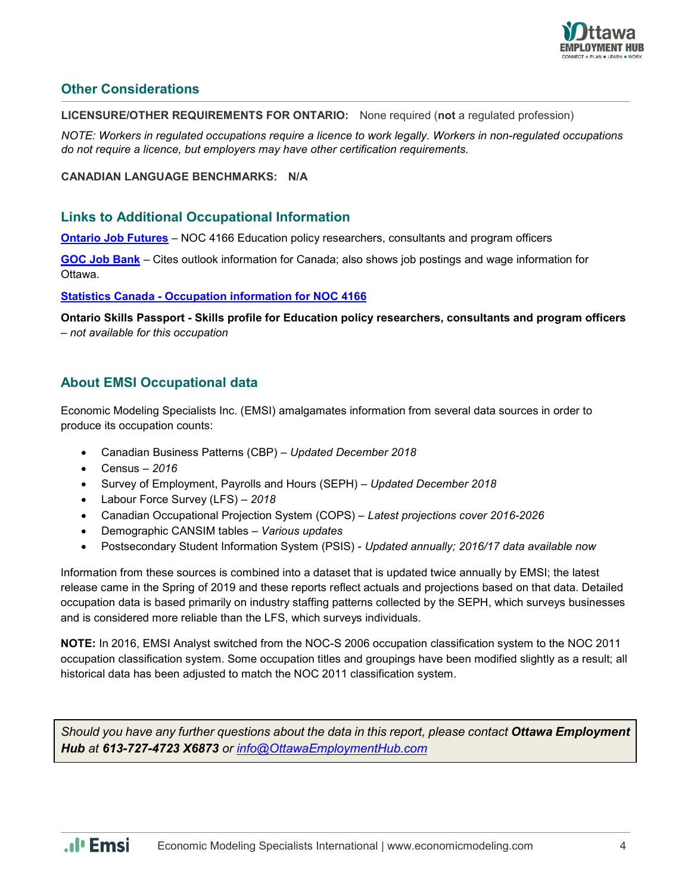## Other Considerations

**LICENSURE/OTHER REQUIREMENTS FOR ONTARIO:** None required (**not** a regulated profession)

*NOTE: Workers in regulated occupations require a licence to work legally. Workers in non-regulated occupations do not require a licence, but employers may have other certification requirements.*

**CANADIAN LANGUAGE BENCHMARKS: N/A**

## Links to Additional Occupational Information

**Ontario Job Futures** – NOC 4166 Education policy researchers, consultants and program officers

**GOC Job Bank** – Cites outlook information for Canada; also shows job postings and wage information for Ottawa.

**Statistics Canada - Occupation information for NOC 4166**

**Ontario Skills Passport - Skills profile for Education policy researchers, consultants and program officers** – *not available for this occupation*

## About EMSI Occupational data

Economic Modeling Specialists Inc. (EMSI) amalgamates information from several data sources in order to produce its occupation counts:

- Canadian Business Patterns (CBP) – *Updated December 2018*
- Census – *2016*
- Survey of Employment, Payrolls and Hours (SEPH) – *Updated December 2018*
- Labour Force Survey (LFS) – *2018*
- Canadian Occupational Projection System (COPS) – *Latest projections cover 2016-2026*
- Demographic CANSIM tables – *Various updates*
- Postsecondary Student Information System (PSIS) - *Updated annually; 2016/17 data available now*

Information from these sources is combined into a dataset that is updated twice annually by EMSI; the latest release came in the Spring of 2019 and these reports reflect actuals and projections based on that data. Detailed occupation data is based primarily on industry staffing patterns collected by the SEPH, which surveys businesses and is considered more reliable than the LFS, which surveys individuals.

**NOTE:** In 2016, EMSI Analyst switched from the NOC-S 2006 occupation classification system to the NOC 2011 occupation classification system. Some occupation titles and groupings have been modified slightly as a result; all historical data has been adjusted to match the NOC 2011 classification system.

*Should you have any further questions about the data in this report, please contact **Ottawa Employment Hub** at **613-727-4723 X6873** or info@OttawaEmploymentHub.com*